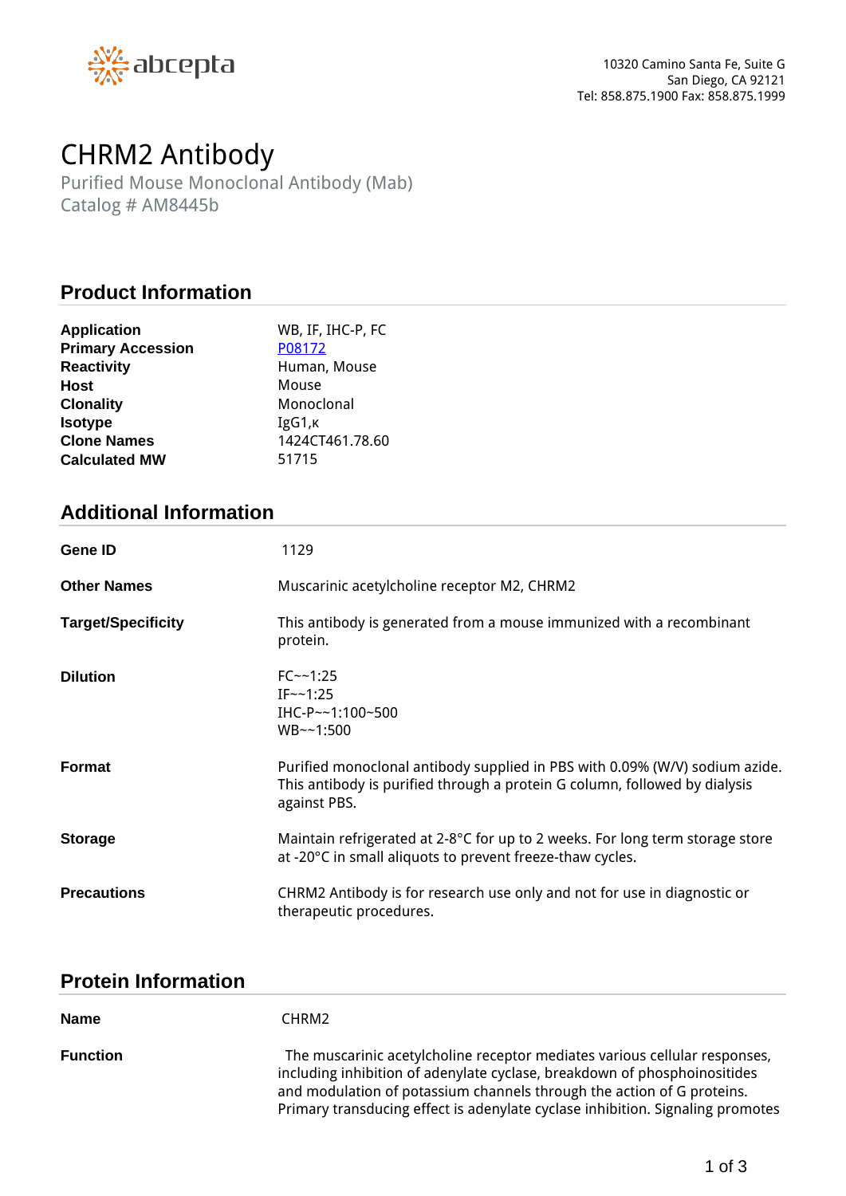abcepta

10320 Camino Santa Fe, Suite G
San Diego, CA 92121
Tel: 858.875.1900 Fax: 858.875.1999

# CHRM2 Antibody

Purified Mouse Monoclonal Antibody (Mab)
Catalog # AM8445b

## Product Information

| | |
|---|---|
| **Application** | WB, IF, IHC-P, FC |
| **Primary Accession** | P08172 |
| **Reactivity** | Human, Mouse |
| **Host** | Mouse |
| **Clonality** | Monoclonal |
| **Isotype** | IgG1,κ |
| **Clone Names** | 1424CT461.78.60 |
| **Calculated MW** | 51715 |

## Additional Information

| | |
|---|---|
| **Gene ID** | 1129 |
| **Other Names** | Muscarinic acetylcholine receptor M2, CHRM2 |
| **Target/Specificity** | This antibody is generated from a mouse immunized with a recombinant protein. |
| **Dilution** | FC~~1:25<br>IF~~1:25<br>IHC-P~~1:100~500<br>WB~~1:500 |
| **Format** | Purified monoclonal antibody supplied in PBS with 0.09% (W/V) sodium azide. This antibody is purified through a protein G column, followed by dialysis against PBS. |
| **Storage** | Maintain refrigerated at 2-8°C for up to 2 weeks. For long term storage store at -20°C in small aliquots to prevent freeze-thaw cycles. |
| **Precautions** | CHRM2 Antibody is for research use only and not for use in diagnostic or therapeutic procedures. |

## Protein Information

| | |
|---|---|
| **Name** | CHRM2 |
| **Function** | The muscarinic acetylcholine receptor mediates various cellular responses, including inhibition of adenylate cyclase, breakdown of phosphoinositides and modulation of potassium channels through the action of G proteins. Primary transducing effect is adenylate cyclase inhibition. Signaling promotes |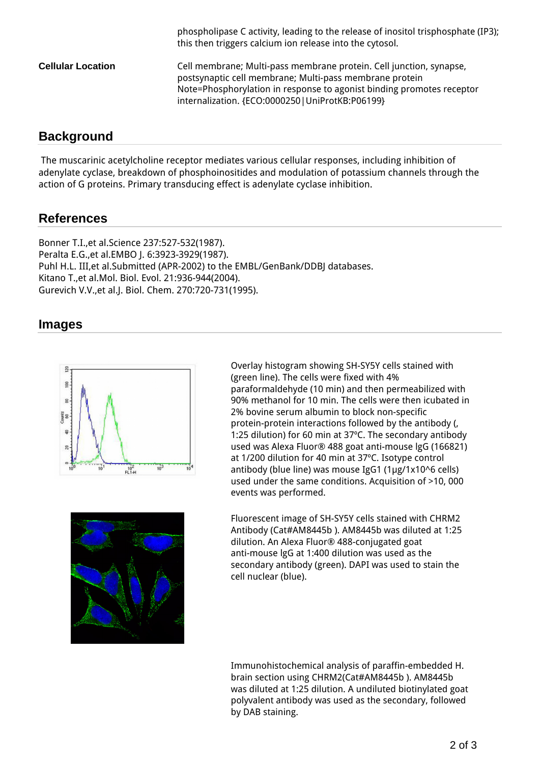phospholipase C activity, leading to the release of inositol trisphosphate (IP3); this then triggers calcium ion release into the cytosol.

**Cellular Location**

Cell membrane; Multi-pass membrane protein. Cell junction, synapse, postsynaptic cell membrane; Multi-pass membrane protein Note=Phosphorylation in response to agonist binding promotes receptor internalization. {ECO:0000250|UniProtKB:P06199}

## Background

The muscarinic acetylcholine receptor mediates various cellular responses, including inhibition of adenylate cyclase, breakdown of phosphoinositides and modulation of potassium channels through the action of G proteins. Primary transducing effect is adenylate cyclase inhibition.

## References

Bonner T.I.,et al.Science 237:527-532(1987).
Peralta E.G.,et al.EMBO J. 6:3923-3929(1987).
Puhl H.L. III,et al.Submitted (APR-2002) to the EMBL/GenBank/DDBJ databases.
Kitano T.,et al.Mol. Biol. Evol. 21:936-944(2004).
Gurevich V.V.,et al.J. Biol. Chem. 270:720-731(1995).

## Images

Overlay histogram showing SH-SY5Y cells stained with (green line). The cells were fixed with 4% paraformaldehyde (10 min) and then permeabilized with 90% methanol for 10 min. The cells were then icubated in 2% bovine serum albumin to block non-specific protein-protein interactions followed by the antibody (, 1:25 dilution) for 60 min at 37ºC. The secondary antibody used was Alexa Fluor® 488 goat anti-mouse IgG (166821) at 1/200 dilution for 40 min at 37ºC. Isotype control antibody (blue line) was mouse IgG1 (1μg/1x10^6 cells) used under the same conditions. Acquisition of >10, 000 events was performed.

Fluorescent image of SH-SY5Y cells stained with CHRM2 Antibody (Cat#AM8445b ). AM8445b was diluted at 1:25 dilution. An Alexa Fluor® 488-conjugated goat anti-mouse lgG at 1:400 dilution was used as the secondary antibody (green). DAPI was used to stain the cell nuclear (blue).

Immunohistochemical analysis of paraffin-embedded H. brain section using CHRM2(Cat#AM8445b ). AM8445b was diluted at 1:25 dilution. A undiluted biotinylated goat polyvalent antibody was used as the secondary, followed by DAB staining.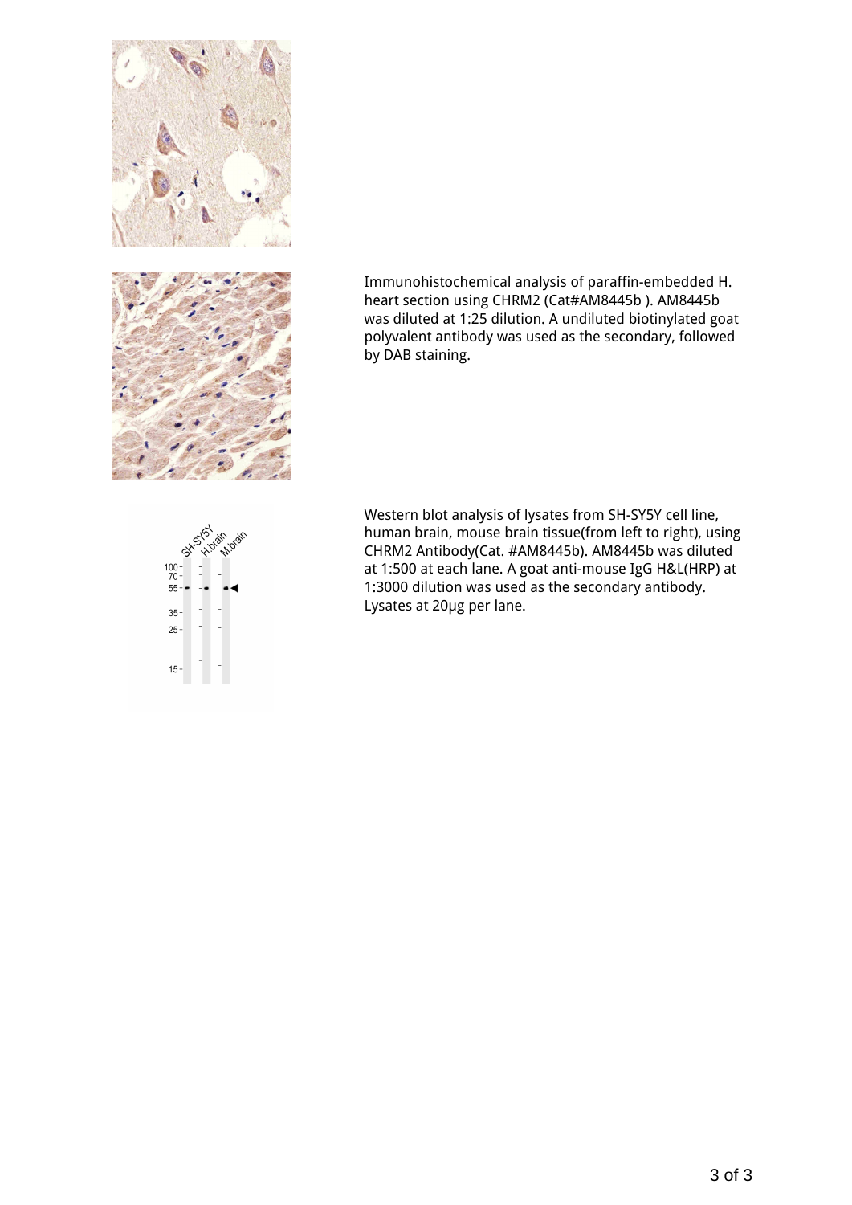Immunohistochemical analysis of paraffin-embedded H. heart section using CHRM2 (Cat#AM8445b ). AM8445b was diluted at 1:25 dilution. A undiluted biotinylated goat polyvalent antibody was used as the secondary, followed by DAB staining.

SH-SY5Y
H.brain
M.brain

100
70
55
35
25
15

Western blot analysis of lysates from SH-SY5Y cell line, human brain, mouse brain tissue(from left to right), using CHRM2 Antibody(Cat. #AM8445b). AM8445b was diluted at 1:500 at each lane. A goat anti-mouse IgG H&L(HRP) at 1:3000 dilution was used as the secondary antibody. Lysates at 20µg per lane.